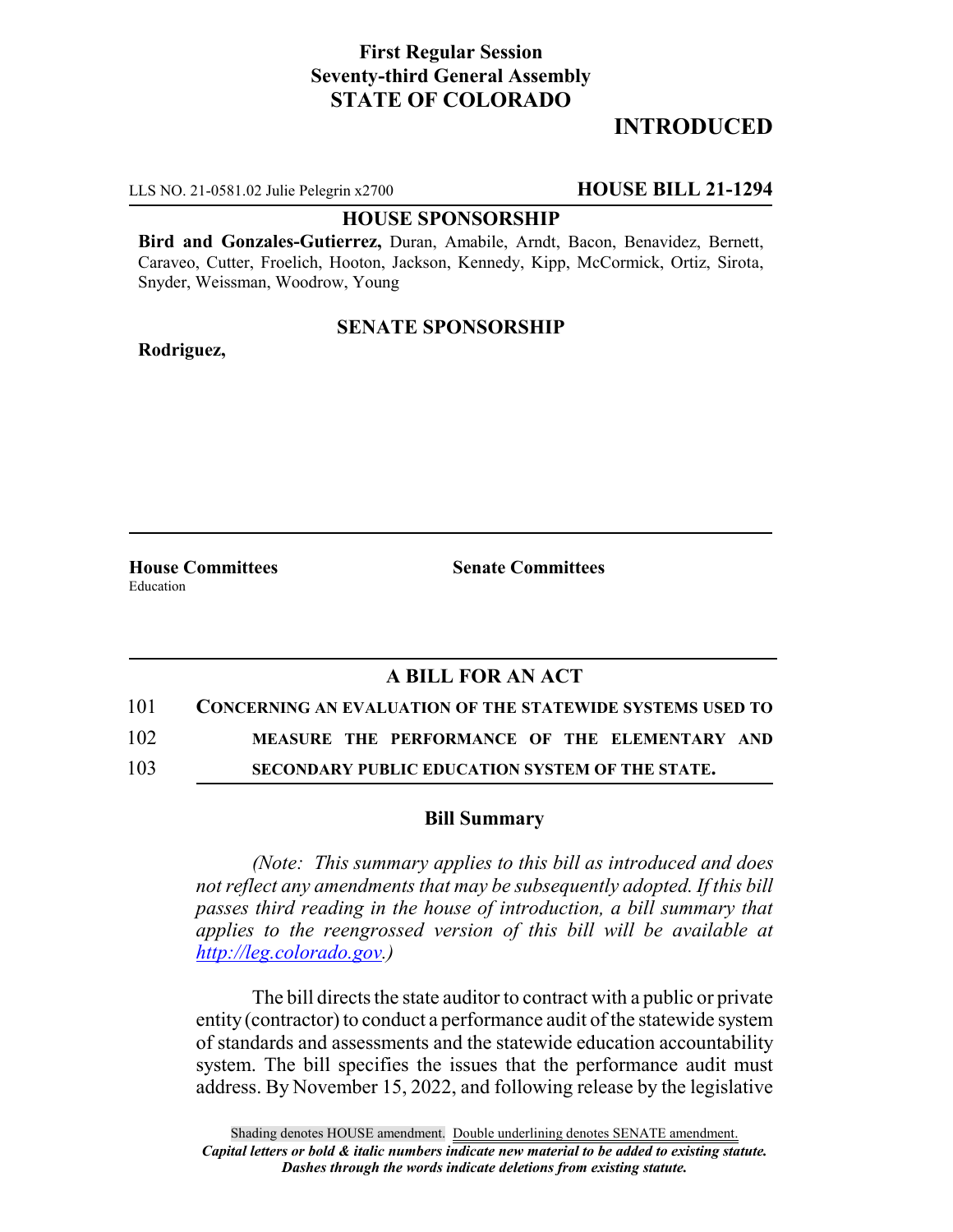**First Regular Session**
**Seventy-third General Assembly**
**STATE OF COLORADO**

# INTRODUCED

LLS NO. 21-0581.02 Julie Pelegrin x2700 **HOUSE BILL 21-1294**

**HOUSE SPONSORSHIP**

**Bird and Gonzales-Gutierrez,** Duran, Amabile, Arndt, Bacon, Benavidez, Bernett, Caraveo, Cutter, Froelich, Hooton, Jackson, Kennedy, Kipp, McCormick, Ortiz, Sirota, Snyder, Weissman, Woodrow, Young

**SENATE SPONSORSHIP**

**Rodriguez,**

**House Committees**
Education

**Senate Committees**

## A BILL FOR AN ACT

101 **CONCERNING AN EVALUATION OF THE STATEWIDE SYSTEMS USED TO**
102 **MEASURE THE PERFORMANCE OF THE ELEMENTARY AND**
103 **SECONDARY PUBLIC EDUCATION SYSTEM OF THE STATE.**

### Bill Summary

*(Note: This summary applies to this bill as introduced and does not reflect any amendments that may be subsequently adopted. If this bill passes third reading in the house of introduction, a bill summary that applies to the reengrossed version of this bill will be available at http://leg.colorado.gov.)*

The bill directs the state auditor to contract with a public or private entity (contractor) to conduct a performance audit of the statewide system of standards and assessments and the statewide education accountability system. The bill specifies the issues that the performance audit must address. By November 15, 2022, and following release by the legislative

Shading denotes HOUSE amendment. Double underlining denotes SENATE amendment.
*Capital letters or bold & italic numbers indicate new material to be added to existing statute.*
*Dashes through the words indicate deletions from existing statute.*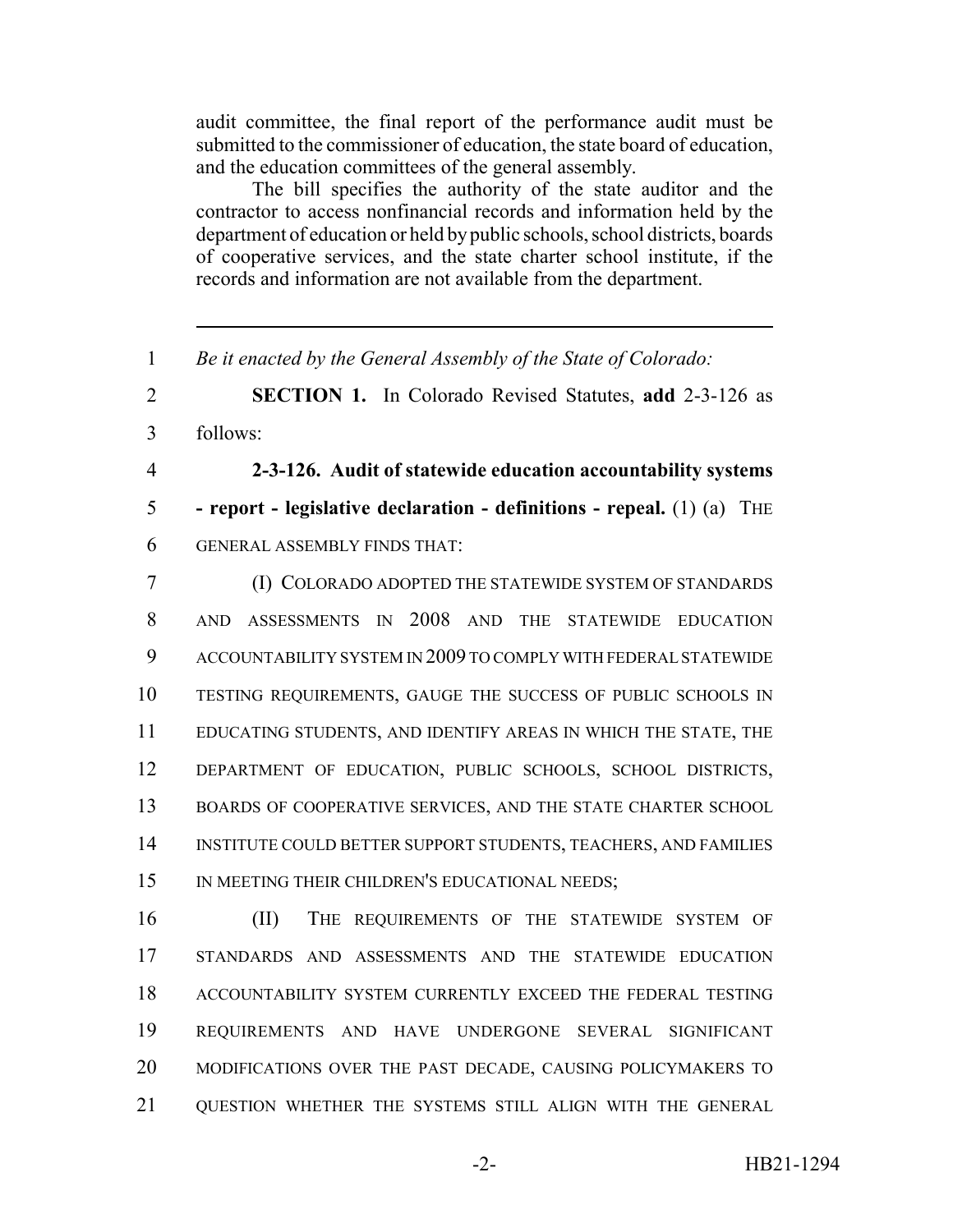audit committee, the final report of the performance audit must be submitted to the commissioner of education, the state board of education, and the education committees of the general assembly.

The bill specifies the authority of the state auditor and the contractor to access nonfinancial records and information held by the department of education or held by public schools, school districts, boards of cooperative services, and the state charter school institute, if the records and information are not available from the department.

---

1 *Be it enacted by the General Assembly of the State of Colorado:*

2 **SECTION 1.** In Colorado Revised Statutes, **add** 2-3-126 as
3 follows:

4 **2-3-126. Audit of statewide education accountability systems**
5 **- report - legislative declaration - definitions - repeal.** (1) (a) THE
6 GENERAL ASSEMBLY FINDS THAT:

7 (I) COLORADO ADOPTED THE STATEWIDE SYSTEM OF STANDARDS
8 AND ASSESSMENTS IN 2008 AND THE STATEWIDE EDUCATION
9 ACCOUNTABILITY SYSTEM IN 2009 TO COMPLY WITH FEDERAL STATEWIDE
10 TESTING REQUIREMENTS, GAUGE THE SUCCESS OF PUBLIC SCHOOLS IN
11 EDUCATING STUDENTS, AND IDENTIFY AREAS IN WHICH THE STATE, THE
12 DEPARTMENT OF EDUCATION, PUBLIC SCHOOLS, SCHOOL DISTRICTS,
13 BOARDS OF COOPERATIVE SERVICES, AND THE STATE CHARTER SCHOOL
14 INSTITUTE COULD BETTER SUPPORT STUDENTS, TEACHERS, AND FAMILIES
15 IN MEETING THEIR CHILDREN'S EDUCATIONAL NEEDS;

16 (II) THE REQUIREMENTS OF THE STATEWIDE SYSTEM OF
17 STANDARDS AND ASSESSMENTS AND THE STATEWIDE EDUCATION
18 ACCOUNTABILITY SYSTEM CURRENTLY EXCEED THE FEDERAL TESTING
19 REQUIREMENTS AND HAVE UNDERGONE SEVERAL SIGNIFICANT
20 MODIFICATIONS OVER THE PAST DECADE, CAUSING POLICYMAKERS TO
21 QUESTION WHETHER THE SYSTEMS STILL ALIGN WITH THE GENERAL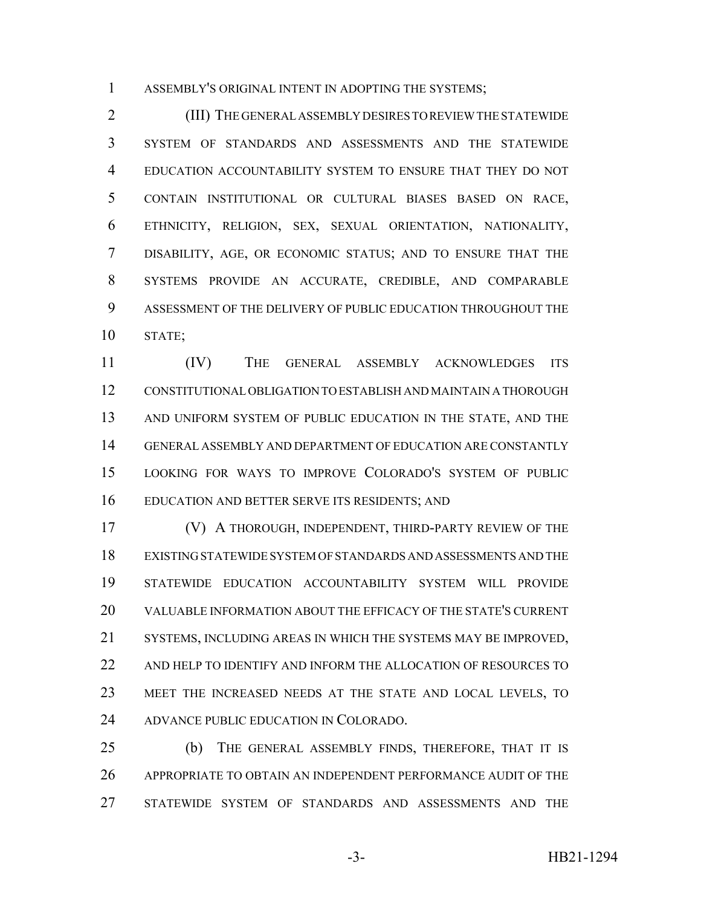ASSEMBLY'S ORIGINAL INTENT IN ADOPTING THE SYSTEMS;

(III) THE GENERAL ASSEMBLY DESIRES TO REVIEW THE STATEWIDE SYSTEM OF STANDARDS AND ASSESSMENTS AND THE STATEWIDE EDUCATION ACCOUNTABILITY SYSTEM TO ENSURE THAT THEY DO NOT CONTAIN INSTITUTIONAL OR CULTURAL BIASES BASED ON RACE, ETHNICITY, RELIGION, SEX, SEXUAL ORIENTATION, NATIONALITY, DISABILITY, AGE, OR ECONOMIC STATUS; AND TO ENSURE THAT THE SYSTEMS PROVIDE AN ACCURATE, CREDIBLE, AND COMPARABLE ASSESSMENT OF THE DELIVERY OF PUBLIC EDUCATION THROUGHOUT THE STATE;

(IV) THE GENERAL ASSEMBLY ACKNOWLEDGES ITS CONSTITUTIONAL OBLIGATION TO ESTABLISH AND MAINTAIN A THOROUGH AND UNIFORM SYSTEM OF PUBLIC EDUCATION IN THE STATE, AND THE GENERAL ASSEMBLY AND DEPARTMENT OF EDUCATION ARE CONSTANTLY LOOKING FOR WAYS TO IMPROVE COLORADO'S SYSTEM OF PUBLIC EDUCATION AND BETTER SERVE ITS RESIDENTS; AND

(V) A THOROUGH, INDEPENDENT, THIRD-PARTY REVIEW OF THE EXISTING STATEWIDE SYSTEM OF STANDARDS AND ASSESSMENTS AND THE STATEWIDE EDUCATION ACCOUNTABILITY SYSTEM WILL PROVIDE VALUABLE INFORMATION ABOUT THE EFFICACY OF THE STATE'S CURRENT SYSTEMS, INCLUDING AREAS IN WHICH THE SYSTEMS MAY BE IMPROVED, AND HELP TO IDENTIFY AND INFORM THE ALLOCATION OF RESOURCES TO MEET THE INCREASED NEEDS AT THE STATE AND LOCAL LEVELS, TO ADVANCE PUBLIC EDUCATION IN COLORADO.

(b) THE GENERAL ASSEMBLY FINDS, THEREFORE, THAT IT IS APPROPRIATE TO OBTAIN AN INDEPENDENT PERFORMANCE AUDIT OF THE STATEWIDE SYSTEM OF STANDARDS AND ASSESSMENTS AND THE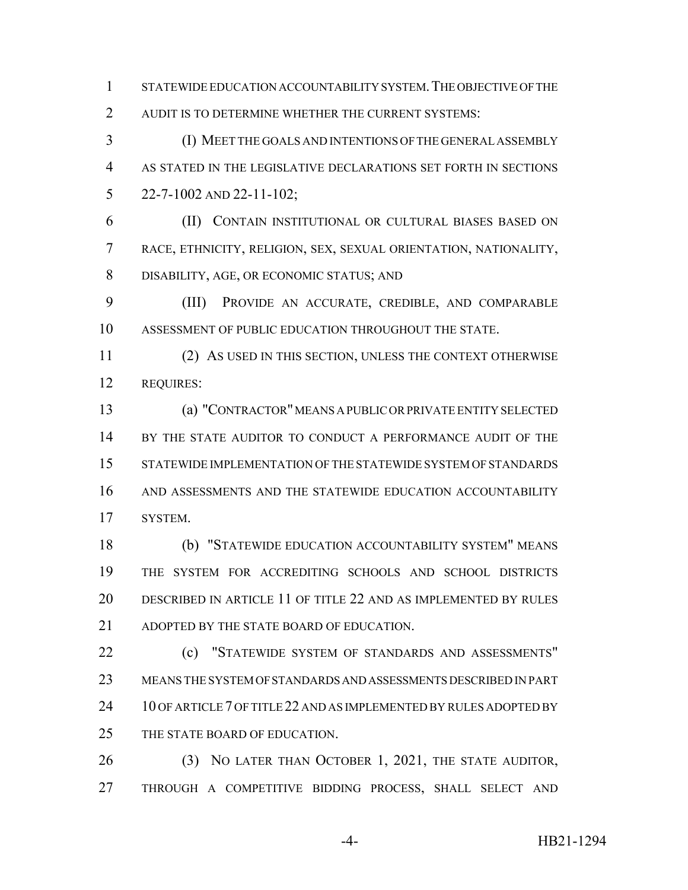STATEWIDE EDUCATION ACCOUNTABILITY SYSTEM. THE OBJECTIVE OF THE AUDIT IS TO DETERMINE WHETHER THE CURRENT SYSTEMS:

(I) MEET THE GOALS AND INTENTIONS OF THE GENERAL ASSEMBLY AS STATED IN THE LEGISLATIVE DECLARATIONS SET FORTH IN SECTIONS 22-7-1002 AND 22-11-102;

(II) CONTAIN INSTITUTIONAL OR CULTURAL BIASES BASED ON RACE, ETHNICITY, RELIGION, SEX, SEXUAL ORIENTATION, NATIONALITY, DISABILITY, AGE, OR ECONOMIC STATUS; AND

(III) PROVIDE AN ACCURATE, CREDIBLE, AND COMPARABLE ASSESSMENT OF PUBLIC EDUCATION THROUGHOUT THE STATE.

(2) AS USED IN THIS SECTION, UNLESS THE CONTEXT OTHERWISE REQUIRES:

(a) "CONTRACTOR" MEANS A PUBLIC OR PRIVATE ENTITY SELECTED BY THE STATE AUDITOR TO CONDUCT A PERFORMANCE AUDIT OF THE STATEWIDE IMPLEMENTATION OF THE STATEWIDE SYSTEM OF STANDARDS AND ASSESSMENTS AND THE STATEWIDE EDUCATION ACCOUNTABILITY SYSTEM.

(b) "STATEWIDE EDUCATION ACCOUNTABILITY SYSTEM" MEANS THE SYSTEM FOR ACCREDITING SCHOOLS AND SCHOOL DISTRICTS DESCRIBED IN ARTICLE 11 OF TITLE 22 AND AS IMPLEMENTED BY RULES ADOPTED BY THE STATE BOARD OF EDUCATION.

(c) "STATEWIDE SYSTEM OF STANDARDS AND ASSESSMENTS" MEANS THE SYSTEM OF STANDARDS AND ASSESSMENTS DESCRIBED IN PART 10 OF ARTICLE 7 OF TITLE 22 AND AS IMPLEMENTED BY RULES ADOPTED BY THE STATE BOARD OF EDUCATION.

(3) NO LATER THAN OCTOBER 1, 2021, THE STATE AUDITOR, THROUGH A COMPETITIVE BIDDING PROCESS, SHALL SELECT AND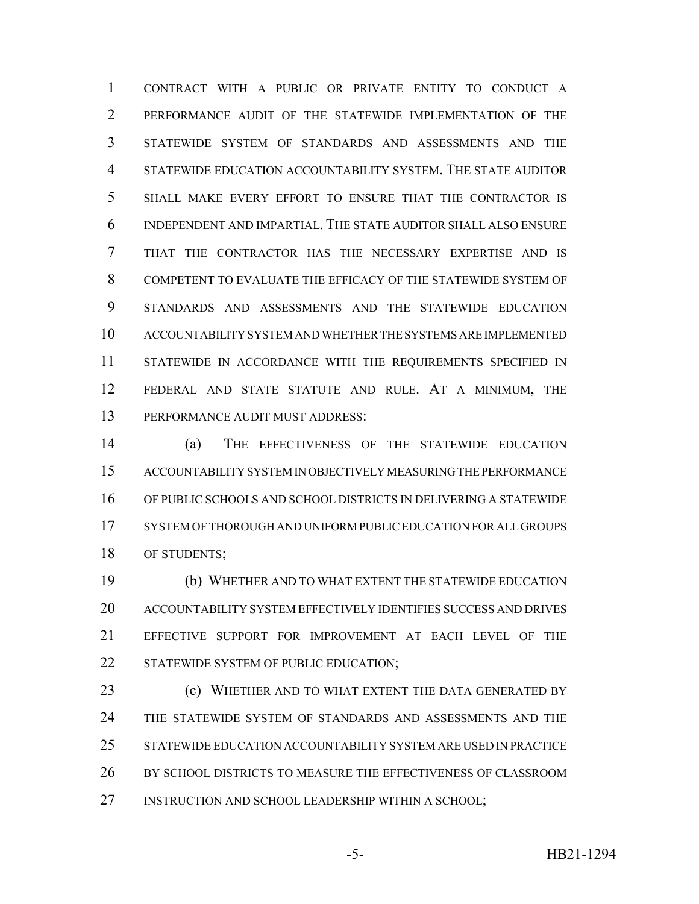CONTRACT WITH A PUBLIC OR PRIVATE ENTITY TO CONDUCT A PERFORMANCE AUDIT OF THE STATEWIDE IMPLEMENTATION OF THE STATEWIDE SYSTEM OF STANDARDS AND ASSESSMENTS AND THE STATEWIDE EDUCATION ACCOUNTABILITY SYSTEM. THE STATE AUDITOR SHALL MAKE EVERY EFFORT TO ENSURE THAT THE CONTRACTOR IS INDEPENDENT AND IMPARTIAL. THE STATE AUDITOR SHALL ALSO ENSURE THAT THE CONTRACTOR HAS THE NECESSARY EXPERTISE AND IS COMPETENT TO EVALUATE THE EFFICACY OF THE STATEWIDE SYSTEM OF STANDARDS AND ASSESSMENTS AND THE STATEWIDE EDUCATION ACCOUNTABILITY SYSTEM AND WHETHER THE SYSTEMS ARE IMPLEMENTED STATEWIDE IN ACCORDANCE WITH THE REQUIREMENTS SPECIFIED IN FEDERAL AND STATE STATUTE AND RULE. AT A MINIMUM, THE PERFORMANCE AUDIT MUST ADDRESS:

(a) THE EFFECTIVENESS OF THE STATEWIDE EDUCATION ACCOUNTABILITY SYSTEM IN OBJECTIVELY MEASURING THE PERFORMANCE OF PUBLIC SCHOOLS AND SCHOOL DISTRICTS IN DELIVERING A STATEWIDE SYSTEM OF THOROUGH AND UNIFORM PUBLIC EDUCATION FOR ALL GROUPS OF STUDENTS;

(b) WHETHER AND TO WHAT EXTENT THE STATEWIDE EDUCATION ACCOUNTABILITY SYSTEM EFFECTIVELY IDENTIFIES SUCCESS AND DRIVES EFFECTIVE SUPPORT FOR IMPROVEMENT AT EACH LEVEL OF THE STATEWIDE SYSTEM OF PUBLIC EDUCATION;

(c) WHETHER AND TO WHAT EXTENT THE DATA GENERATED BY THE STATEWIDE SYSTEM OF STANDARDS AND ASSESSMENTS AND THE STATEWIDE EDUCATION ACCOUNTABILITY SYSTEM ARE USED IN PRACTICE BY SCHOOL DISTRICTS TO MEASURE THE EFFECTIVENESS OF CLASSROOM INSTRUCTION AND SCHOOL LEADERSHIP WITHIN A SCHOOL;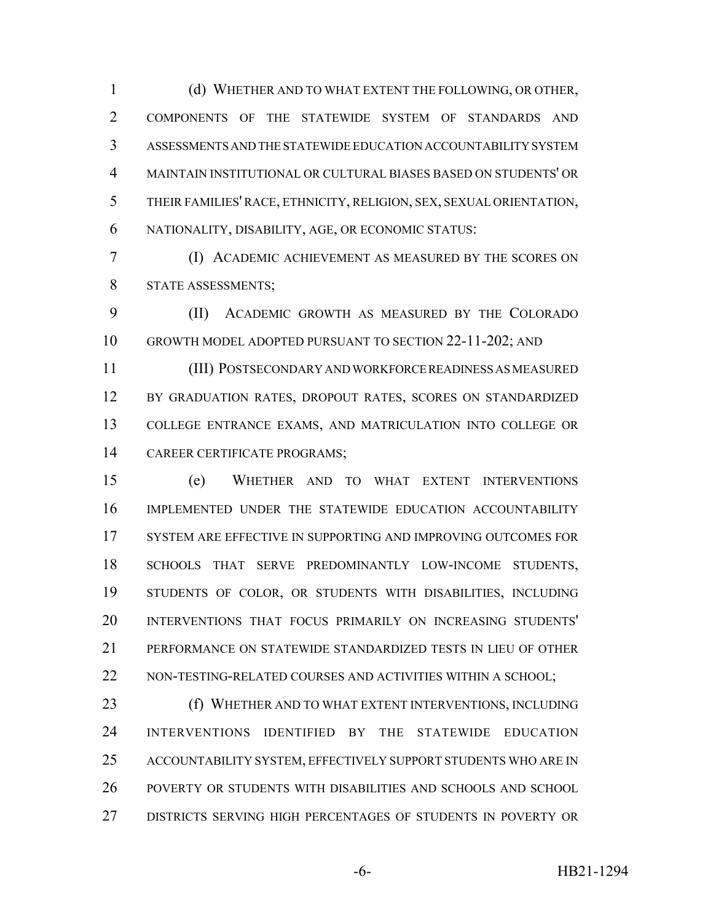(d) WHETHER AND TO WHAT EXTENT THE FOLLOWING, OR OTHER, COMPONENTS OF THE STATEWIDE SYSTEM OF STANDARDS AND ASSESSMENTS AND THE STATEWIDE EDUCATION ACCOUNTABILITY SYSTEM MAINTAIN INSTITUTIONAL OR CULTURAL BIASES BASED ON STUDENTS' OR THEIR FAMILIES' RACE, ETHNICITY, RELIGION, SEX, SEXUAL ORIENTATION, NATIONALITY, DISABILITY, AGE, OR ECONOMIC STATUS:

(I) ACADEMIC ACHIEVEMENT AS MEASURED BY THE SCORES ON STATE ASSESSMENTS;

(II) ACADEMIC GROWTH AS MEASURED BY THE COLORADO GROWTH MODEL ADOPTED PURSUANT TO SECTION 22-11-202; AND

(III) POSTSECONDARY AND WORKFORCE READINESS AS MEASURED BY GRADUATION RATES, DROPOUT RATES, SCORES ON STANDARDIZED COLLEGE ENTRANCE EXAMS, AND MATRICULATION INTO COLLEGE OR CAREER CERTIFICATE PROGRAMS;

(e) WHETHER AND TO WHAT EXTENT INTERVENTIONS IMPLEMENTED UNDER THE STATEWIDE EDUCATION ACCOUNTABILITY SYSTEM ARE EFFECTIVE IN SUPPORTING AND IMPROVING OUTCOMES FOR SCHOOLS THAT SERVE PREDOMINANTLY LOW-INCOME STUDENTS, STUDENTS OF COLOR, OR STUDENTS WITH DISABILITIES, INCLUDING INTERVENTIONS THAT FOCUS PRIMARILY ON INCREASING STUDENTS' PERFORMANCE ON STATEWIDE STANDARDIZED TESTS IN LIEU OF OTHER NON-TESTING-RELATED COURSES AND ACTIVITIES WITHIN A SCHOOL;

(f) WHETHER AND TO WHAT EXTENT INTERVENTIONS, INCLUDING INTERVENTIONS IDENTIFIED BY THE STATEWIDE EDUCATION ACCOUNTABILITY SYSTEM, EFFECTIVELY SUPPORT STUDENTS WHO ARE IN POVERTY OR STUDENTS WITH DISABILITIES AND SCHOOLS AND SCHOOL DISTRICTS SERVING HIGH PERCENTAGES OF STUDENTS IN POVERTY OR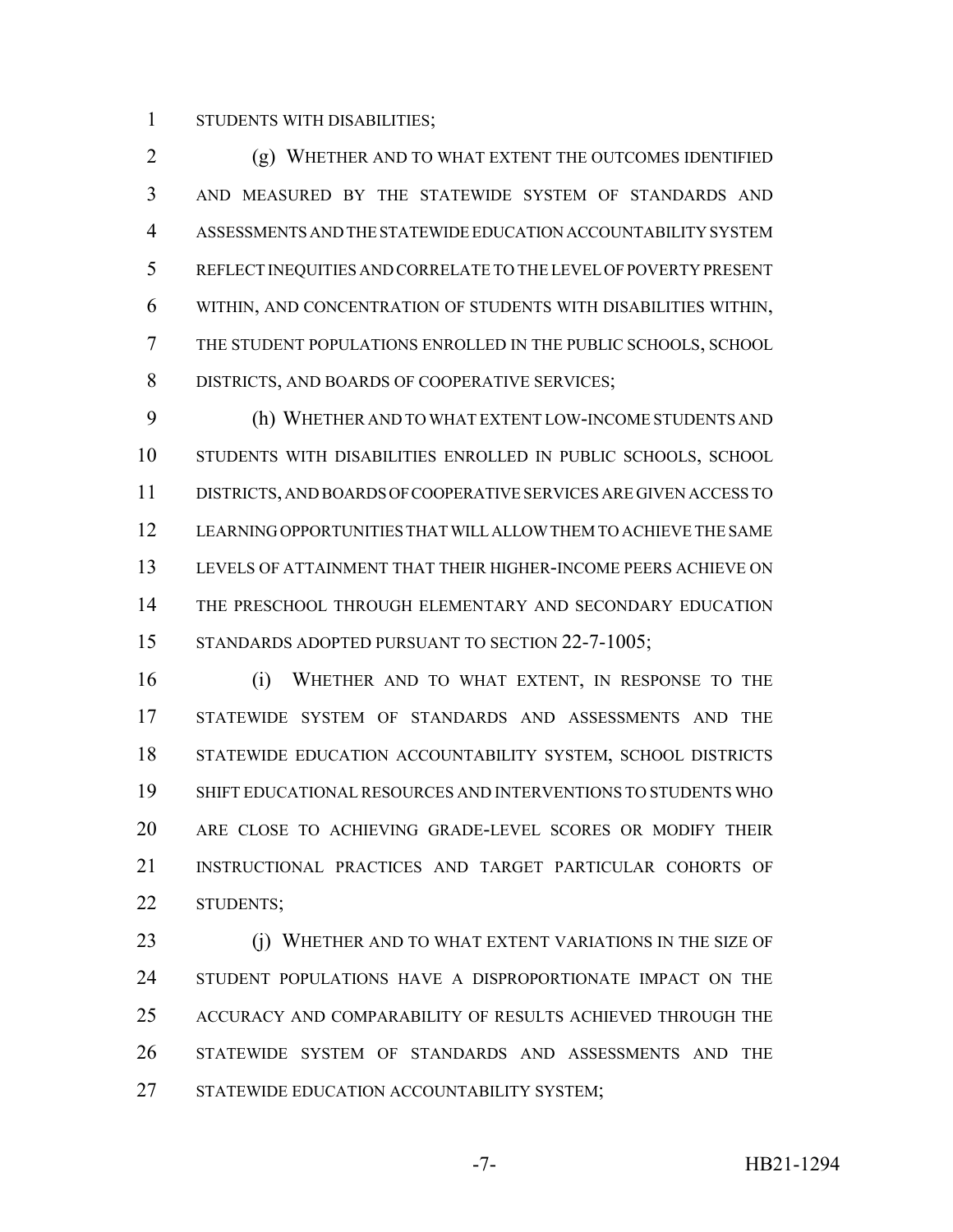STUDENTS WITH DISABILITIES;

(g) WHETHER AND TO WHAT EXTENT THE OUTCOMES IDENTIFIED AND MEASURED BY THE STATEWIDE SYSTEM OF STANDARDS AND ASSESSMENTS AND THE STATEWIDE EDUCATION ACCOUNTABILITY SYSTEM REFLECT INEQUITIES AND CORRELATE TO THE LEVEL OF POVERTY PRESENT WITHIN, AND CONCENTRATION OF STUDENTS WITH DISABILITIES WITHIN, THE STUDENT POPULATIONS ENROLLED IN THE PUBLIC SCHOOLS, SCHOOL DISTRICTS, AND BOARDS OF COOPERATIVE SERVICES;

(h) WHETHER AND TO WHAT EXTENT LOW-INCOME STUDENTS AND STUDENTS WITH DISABILITIES ENROLLED IN PUBLIC SCHOOLS, SCHOOL DISTRICTS, AND BOARDS OF COOPERATIVE SERVICES ARE GIVEN ACCESS TO LEARNING OPPORTUNITIES THAT WILL ALLOW THEM TO ACHIEVE THE SAME LEVELS OF ATTAINMENT THAT THEIR HIGHER-INCOME PEERS ACHIEVE ON THE PRESCHOOL THROUGH ELEMENTARY AND SECONDARY EDUCATION STANDARDS ADOPTED PURSUANT TO SECTION 22-7-1005;

(i) WHETHER AND TO WHAT EXTENT, IN RESPONSE TO THE STATEWIDE SYSTEM OF STANDARDS AND ASSESSMENTS AND THE STATEWIDE EDUCATION ACCOUNTABILITY SYSTEM, SCHOOL DISTRICTS SHIFT EDUCATIONAL RESOURCES AND INTERVENTIONS TO STUDENTS WHO ARE CLOSE TO ACHIEVING GRADE-LEVEL SCORES OR MODIFY THEIR INSTRUCTIONAL PRACTICES AND TARGET PARTICULAR COHORTS OF STUDENTS;

(j) WHETHER AND TO WHAT EXTENT VARIATIONS IN THE SIZE OF STUDENT POPULATIONS HAVE A DISPROPORTIONATE IMPACT ON THE ACCURACY AND COMPARABILITY OF RESULTS ACHIEVED THROUGH THE STATEWIDE SYSTEM OF STANDARDS AND ASSESSMENTS AND THE STATEWIDE EDUCATION ACCOUNTABILITY SYSTEM;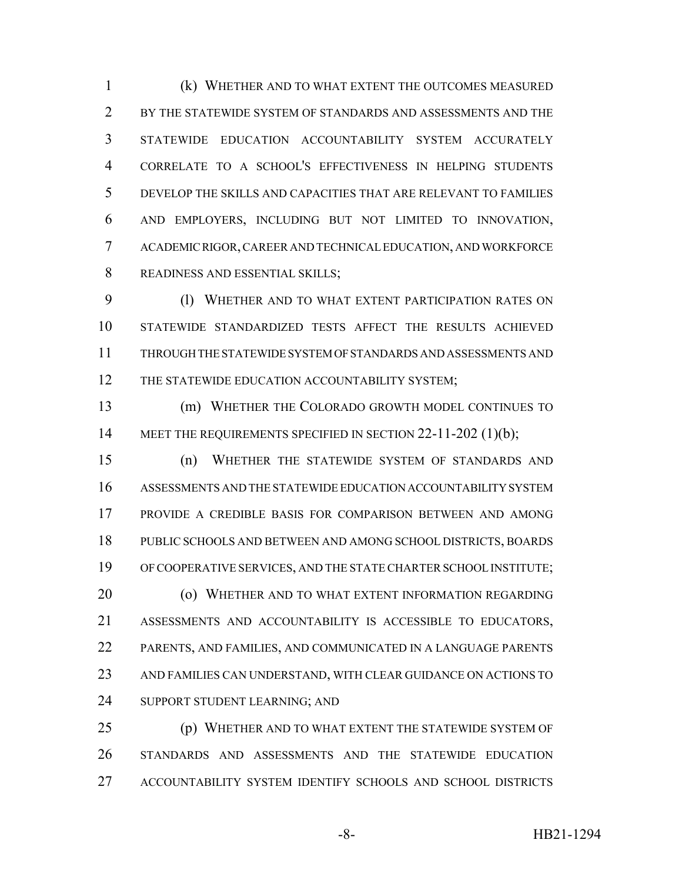(k) WHETHER AND TO WHAT EXTENT THE OUTCOMES MEASURED BY THE STATEWIDE SYSTEM OF STANDARDS AND ASSESSMENTS AND THE STATEWIDE EDUCATION ACCOUNTABILITY SYSTEM ACCURATELY CORRELATE TO A SCHOOL'S EFFECTIVENESS IN HELPING STUDENTS DEVELOP THE SKILLS AND CAPACITIES THAT ARE RELEVANT TO FAMILIES AND EMPLOYERS, INCLUDING BUT NOT LIMITED TO INNOVATION, ACADEMIC RIGOR, CAREER AND TECHNICAL EDUCATION, AND WORKFORCE READINESS AND ESSENTIAL SKILLS;

(l) WHETHER AND TO WHAT EXTENT PARTICIPATION RATES ON STATEWIDE STANDARDIZED TESTS AFFECT THE RESULTS ACHIEVED THROUGH THE STATEWIDE SYSTEM OF STANDARDS AND ASSESSMENTS AND THE STATEWIDE EDUCATION ACCOUNTABILITY SYSTEM;

(m) WHETHER THE COLORADO GROWTH MODEL CONTINUES TO MEET THE REQUIREMENTS SPECIFIED IN SECTION 22-11-202 (1)(b);

(n) WHETHER THE STATEWIDE SYSTEM OF STANDARDS AND ASSESSMENTS AND THE STATEWIDE EDUCATION ACCOUNTABILITY SYSTEM PROVIDE A CREDIBLE BASIS FOR COMPARISON BETWEEN AND AMONG PUBLIC SCHOOLS AND BETWEEN AND AMONG SCHOOL DISTRICTS, BOARDS OF COOPERATIVE SERVICES, AND THE STATE CHARTER SCHOOL INSTITUTE;

(o) WHETHER AND TO WHAT EXTENT INFORMATION REGARDING ASSESSMENTS AND ACCOUNTABILITY IS ACCESSIBLE TO EDUCATORS, PARENTS, AND FAMILIES, AND COMMUNICATED IN A LANGUAGE PARENTS AND FAMILIES CAN UNDERSTAND, WITH CLEAR GUIDANCE ON ACTIONS TO SUPPORT STUDENT LEARNING; AND

(p) WHETHER AND TO WHAT EXTENT THE STATEWIDE SYSTEM OF STANDARDS AND ASSESSMENTS AND THE STATEWIDE EDUCATION ACCOUNTABILITY SYSTEM IDENTIFY SCHOOLS AND SCHOOL DISTRICTS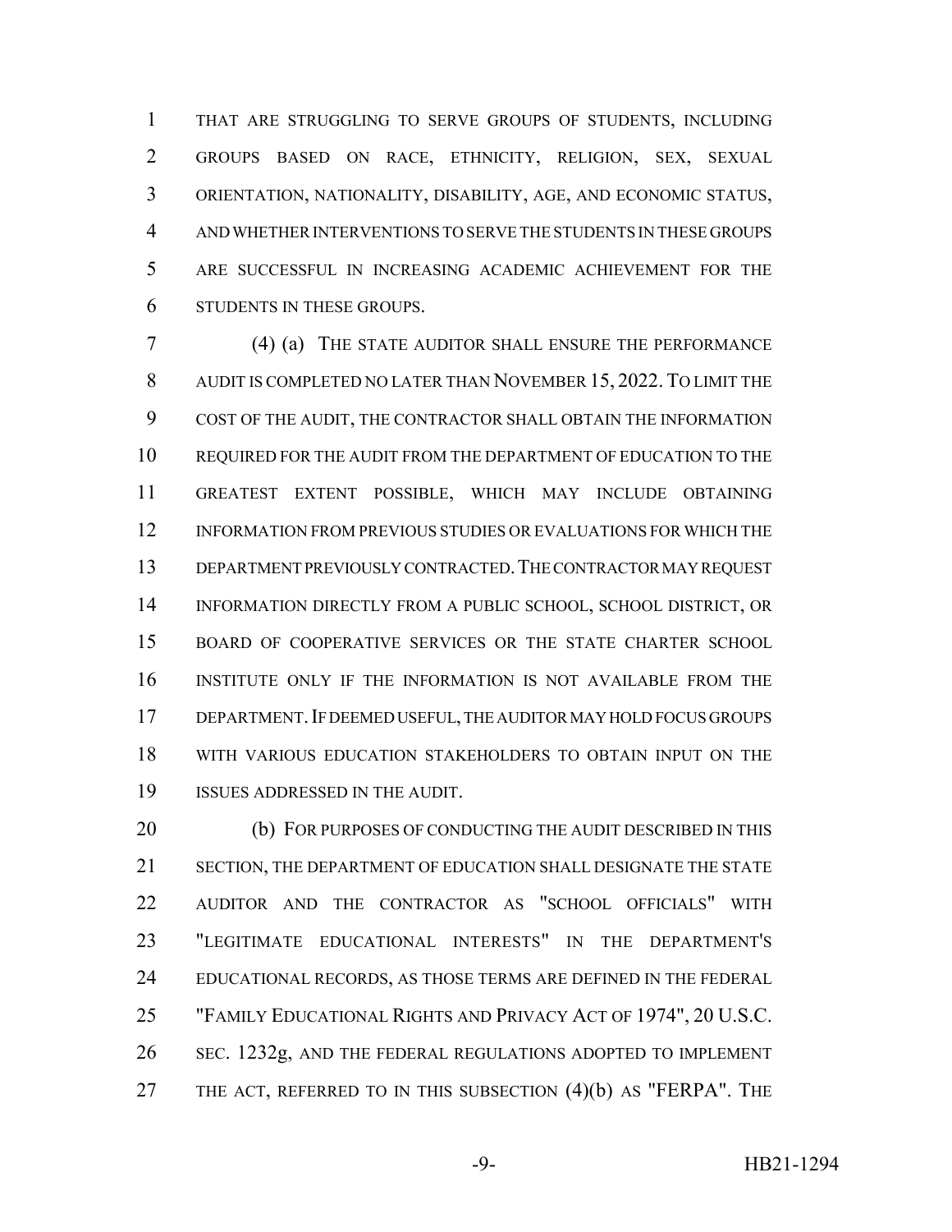THAT ARE STRUGGLING TO SERVE GROUPS OF STUDENTS, INCLUDING GROUPS BASED ON RACE, ETHNICITY, RELIGION, SEX, SEXUAL ORIENTATION, NATIONALITY, DISABILITY, AGE, AND ECONOMIC STATUS, AND WHETHER INTERVENTIONS TO SERVE THE STUDENTS IN THESE GROUPS ARE SUCCESSFUL IN INCREASING ACADEMIC ACHIEVEMENT FOR THE STUDENTS IN THESE GROUPS.

(4) (a) THE STATE AUDITOR SHALL ENSURE THE PERFORMANCE AUDIT IS COMPLETED NO LATER THAN NOVEMBER 15, 2022. TO LIMIT THE COST OF THE AUDIT, THE CONTRACTOR SHALL OBTAIN THE INFORMATION REQUIRED FOR THE AUDIT FROM THE DEPARTMENT OF EDUCATION TO THE GREATEST EXTENT POSSIBLE, WHICH MAY INCLUDE OBTAINING INFORMATION FROM PREVIOUS STUDIES OR EVALUATIONS FOR WHICH THE DEPARTMENT PREVIOUSLY CONTRACTED. THE CONTRACTOR MAY REQUEST INFORMATION DIRECTLY FROM A PUBLIC SCHOOL, SCHOOL DISTRICT, OR BOARD OF COOPERATIVE SERVICES OR THE STATE CHARTER SCHOOL INSTITUTE ONLY IF THE INFORMATION IS NOT AVAILABLE FROM THE DEPARTMENT. IF DEEMED USEFUL, THE AUDITOR MAY HOLD FOCUS GROUPS WITH VARIOUS EDUCATION STAKEHOLDERS TO OBTAIN INPUT ON THE ISSUES ADDRESSED IN THE AUDIT.

(b) FOR PURPOSES OF CONDUCTING THE AUDIT DESCRIBED IN THIS SECTION, THE DEPARTMENT OF EDUCATION SHALL DESIGNATE THE STATE AUDITOR AND THE CONTRACTOR AS "SCHOOL OFFICIALS" WITH "LEGITIMATE EDUCATIONAL INTERESTS" IN THE DEPARTMENT'S EDUCATIONAL RECORDS, AS THOSE TERMS ARE DEFINED IN THE FEDERAL "FAMILY EDUCATIONAL RIGHTS AND PRIVACY ACT OF 1974", 20 U.S.C. SEC. 1232g, AND THE FEDERAL REGULATIONS ADOPTED TO IMPLEMENT THE ACT, REFERRED TO IN THIS SUBSECTION (4)(b) AS "FERPA". THE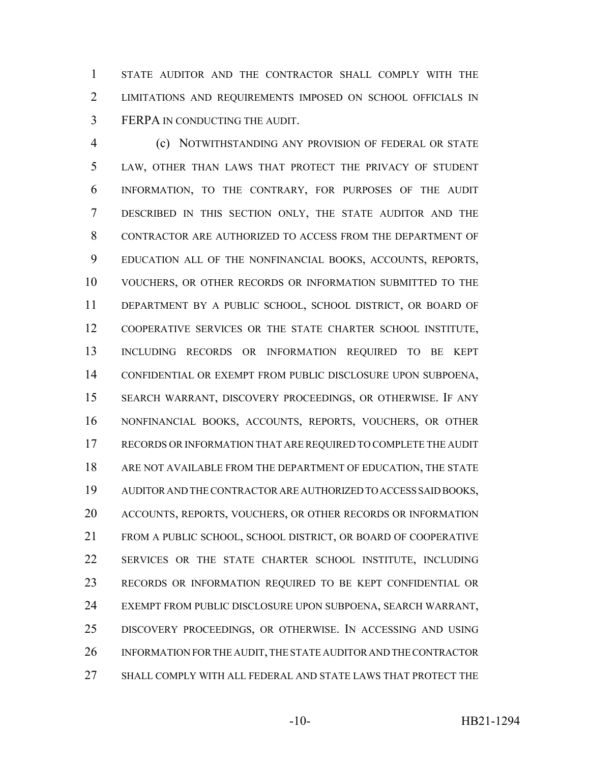STATE AUDITOR AND THE CONTRACTOR SHALL COMPLY WITH THE LIMITATIONS AND REQUIREMENTS IMPOSED ON SCHOOL OFFICIALS IN FERPA IN CONDUCTING THE AUDIT.

(c) NOTWITHSTANDING ANY PROVISION OF FEDERAL OR STATE LAW, OTHER THAN LAWS THAT PROTECT THE PRIVACY OF STUDENT INFORMATION, TO THE CONTRARY, FOR PURPOSES OF THE AUDIT DESCRIBED IN THIS SECTION ONLY, THE STATE AUDITOR AND THE CONTRACTOR ARE AUTHORIZED TO ACCESS FROM THE DEPARTMENT OF EDUCATION ALL OF THE NONFINANCIAL BOOKS, ACCOUNTS, REPORTS, VOUCHERS, OR OTHER RECORDS OR INFORMATION SUBMITTED TO THE DEPARTMENT BY A PUBLIC SCHOOL, SCHOOL DISTRICT, OR BOARD OF COOPERATIVE SERVICES OR THE STATE CHARTER SCHOOL INSTITUTE, INCLUDING RECORDS OR INFORMATION REQUIRED TO BE KEPT CONFIDENTIAL OR EXEMPT FROM PUBLIC DISCLOSURE UPON SUBPOENA, SEARCH WARRANT, DISCOVERY PROCEEDINGS, OR OTHERWISE. IF ANY NONFINANCIAL BOOKS, ACCOUNTS, REPORTS, VOUCHERS, OR OTHER RECORDS OR INFORMATION THAT ARE REQUIRED TO COMPLETE THE AUDIT ARE NOT AVAILABLE FROM THE DEPARTMENT OF EDUCATION, THE STATE AUDITOR AND THE CONTRACTOR ARE AUTHORIZED TO ACCESS SAID BOOKS, ACCOUNTS, REPORTS, VOUCHERS, OR OTHER RECORDS OR INFORMATION FROM A PUBLIC SCHOOL, SCHOOL DISTRICT, OR BOARD OF COOPERATIVE SERVICES OR THE STATE CHARTER SCHOOL INSTITUTE, INCLUDING RECORDS OR INFORMATION REQUIRED TO BE KEPT CONFIDENTIAL OR EXEMPT FROM PUBLIC DISCLOSURE UPON SUBPOENA, SEARCH WARRANT, DISCOVERY PROCEEDINGS, OR OTHERWISE. IN ACCESSING AND USING INFORMATION FOR THE AUDIT, THE STATE AUDITOR AND THE CONTRACTOR SHALL COMPLY WITH ALL FEDERAL AND STATE LAWS THAT PROTECT THE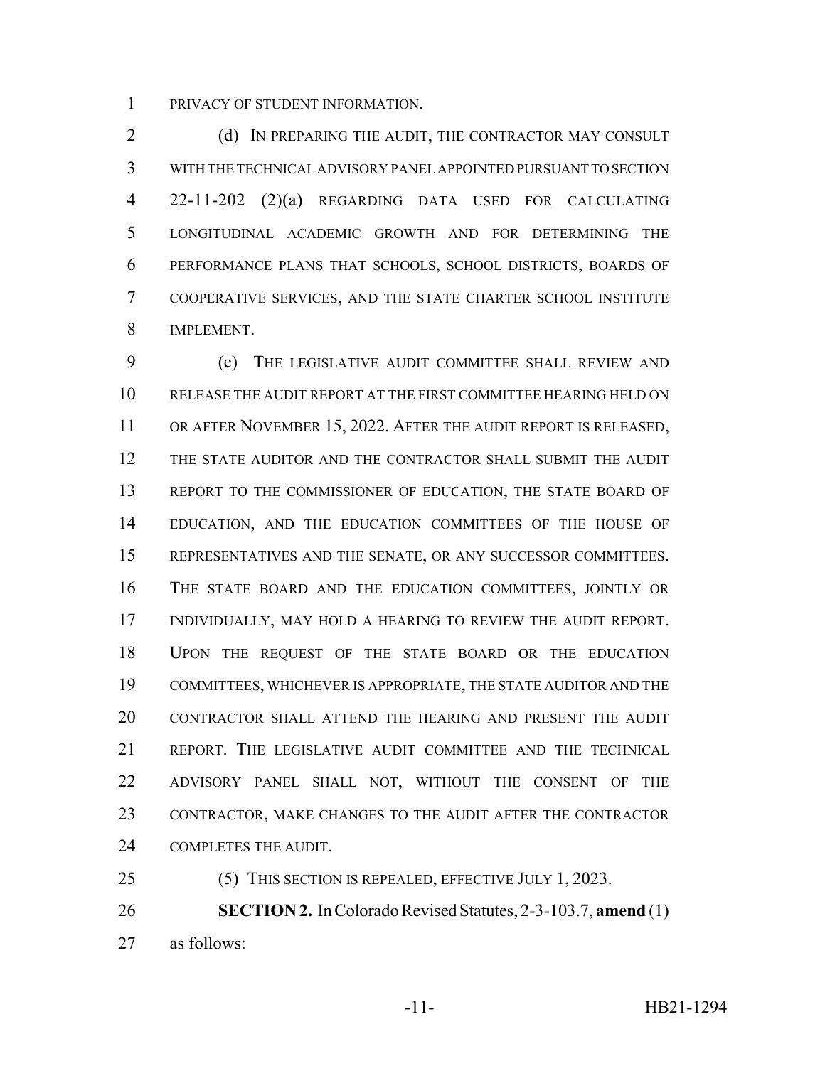PRIVACY OF STUDENT INFORMATION.

(d) IN PREPARING THE AUDIT, THE CONTRACTOR MAY CONSULT WITH THE TECHNICAL ADVISORY PANEL APPOINTED PURSUANT TO SECTION 22-11-202 (2)(a) REGARDING DATA USED FOR CALCULATING LONGITUDINAL ACADEMIC GROWTH AND FOR DETERMINING THE PERFORMANCE PLANS THAT SCHOOLS, SCHOOL DISTRICTS, BOARDS OF COOPERATIVE SERVICES, AND THE STATE CHARTER SCHOOL INSTITUTE IMPLEMENT.

(e) THE LEGISLATIVE AUDIT COMMITTEE SHALL REVIEW AND RELEASE THE AUDIT REPORT AT THE FIRST COMMITTEE HEARING HELD ON OR AFTER NOVEMBER 15, 2022. AFTER THE AUDIT REPORT IS RELEASED, THE STATE AUDITOR AND THE CONTRACTOR SHALL SUBMIT THE AUDIT REPORT TO THE COMMISSIONER OF EDUCATION, THE STATE BOARD OF EDUCATION, AND THE EDUCATION COMMITTEES OF THE HOUSE OF REPRESENTATIVES AND THE SENATE, OR ANY SUCCESSOR COMMITTEES. THE STATE BOARD AND THE EDUCATION COMMITTEES, JOINTLY OR INDIVIDUALLY, MAY HOLD A HEARING TO REVIEW THE AUDIT REPORT. UPON THE REQUEST OF THE STATE BOARD OR THE EDUCATION COMMITTEES, WHICHEVER IS APPROPRIATE, THE STATE AUDITOR AND THE CONTRACTOR SHALL ATTEND THE HEARING AND PRESENT THE AUDIT REPORT. THE LEGISLATIVE AUDIT COMMITTEE AND THE TECHNICAL ADVISORY PANEL SHALL NOT, WITHOUT THE CONSENT OF THE CONTRACTOR, MAKE CHANGES TO THE AUDIT AFTER THE CONTRACTOR COMPLETES THE AUDIT.

(5) THIS SECTION IS REPEALED, EFFECTIVE JULY 1, 2023.

**SECTION 2.** In Colorado Revised Statutes, 2-3-103.7, **amend** (1) as follows: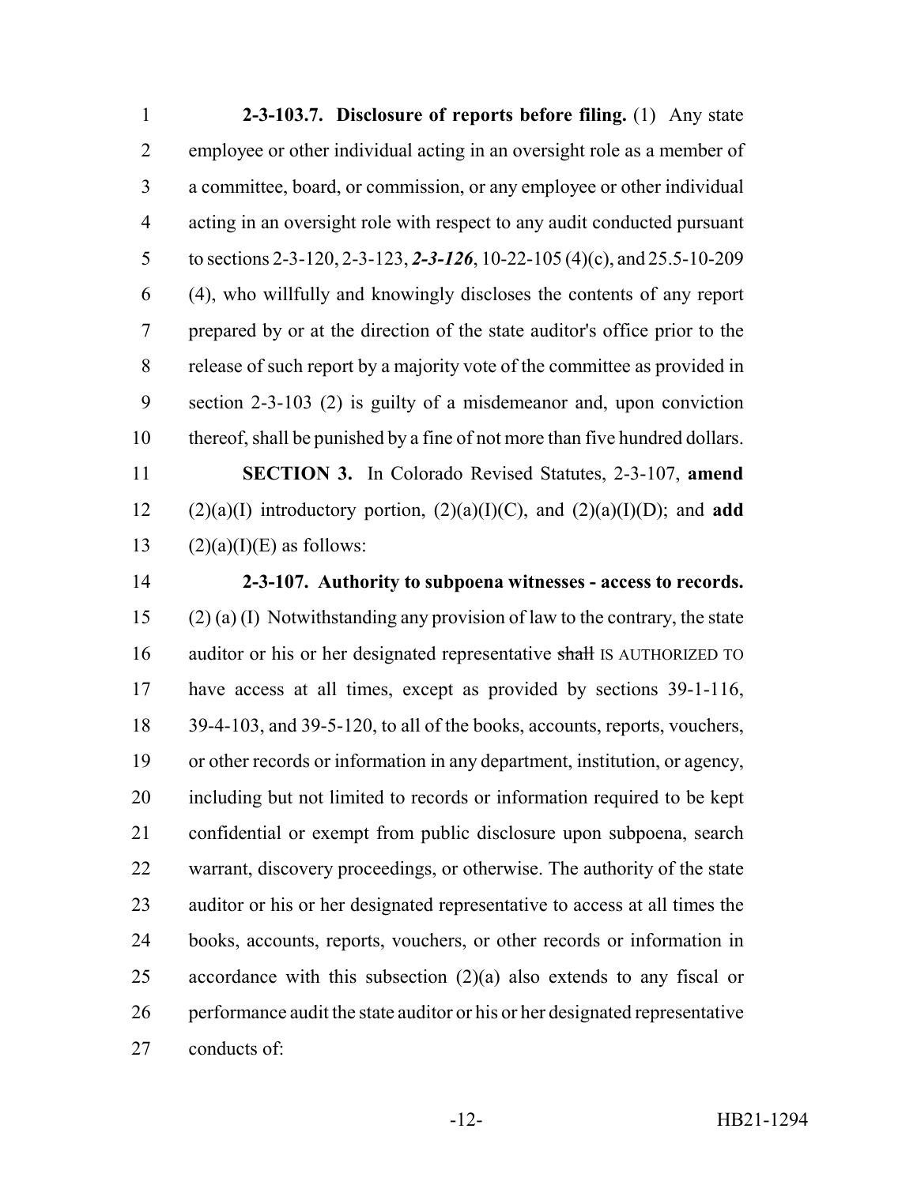**2-3-103.7. Disclosure of reports before filing.** (1) Any state employee or other individual acting in an oversight role as a member of a committee, board, or commission, or any employee or other individual acting in an oversight role with respect to any audit conducted pursuant to sections 2-3-120, 2-3-123, ***2-3-126***, 10-22-105 (4)(c), and 25.5-10-209 (4), who willfully and knowingly discloses the contents of any report prepared by or at the direction of the state auditor's office prior to the release of such report by a majority vote of the committee as provided in section 2-3-103 (2) is guilty of a misdemeanor and, upon conviction thereof, shall be punished by a fine of not more than five hundred dollars.

**SECTION 3.** In Colorado Revised Statutes, 2-3-107, **amend** (2)(a)(I) introductory portion, (2)(a)(I)(C), and (2)(a)(I)(D); and **add** (2)(a)(I)(E) as follows:

**2-3-107. Authority to subpoena witnesses - access to records.** (2) (a) (I) Notwithstanding any provision of law to the contrary, the state auditor or his or her designated representative ~~shall~~ IS AUTHORIZED TO have access at all times, except as provided by sections 39-1-116, 39-4-103, and 39-5-120, to all of the books, accounts, reports, vouchers, or other records or information in any department, institution, or agency, including but not limited to records or information required to be kept confidential or exempt from public disclosure upon subpoena, search warrant, discovery proceedings, or otherwise. The authority of the state auditor or his or her designated representative to access at all times the books, accounts, reports, vouchers, or other records or information in accordance with this subsection (2)(a) also extends to any fiscal or performance audit the state auditor or his or her designated representative conducts of: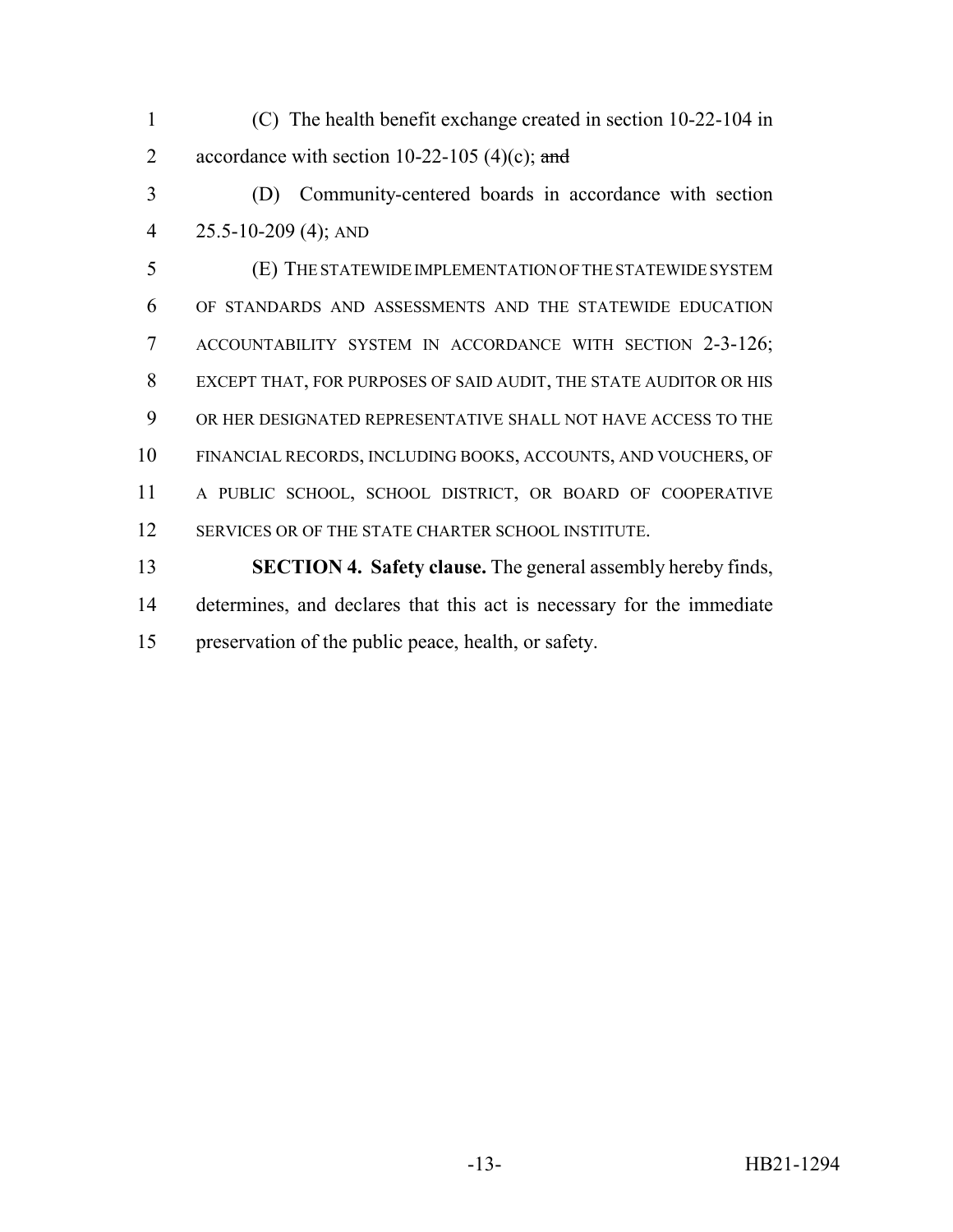(C) The health benefit exchange created in section 10-22-104 in accordance with section 10-22-105 (4)(c); ~~and~~

(D) Community-centered boards in accordance with section 25.5-10-209 (4); AND

(E) THE STATEWIDE IMPLEMENTATION OF THE STATEWIDE SYSTEM OF STANDARDS AND ASSESSMENTS AND THE STATEWIDE EDUCATION ACCOUNTABILITY SYSTEM IN ACCORDANCE WITH SECTION 2-3-126; EXCEPT THAT, FOR PURPOSES OF SAID AUDIT, THE STATE AUDITOR OR HIS OR HER DESIGNATED REPRESENTATIVE SHALL NOT HAVE ACCESS TO THE FINANCIAL RECORDS, INCLUDING BOOKS, ACCOUNTS, AND VOUCHERS, OF A PUBLIC SCHOOL, SCHOOL DISTRICT, OR BOARD OF COOPERATIVE SERVICES OR OF THE STATE CHARTER SCHOOL INSTITUTE.

**SECTION 4. Safety clause.** The general assembly hereby finds, determines, and declares that this act is necessary for the immediate preservation of the public peace, health, or safety.